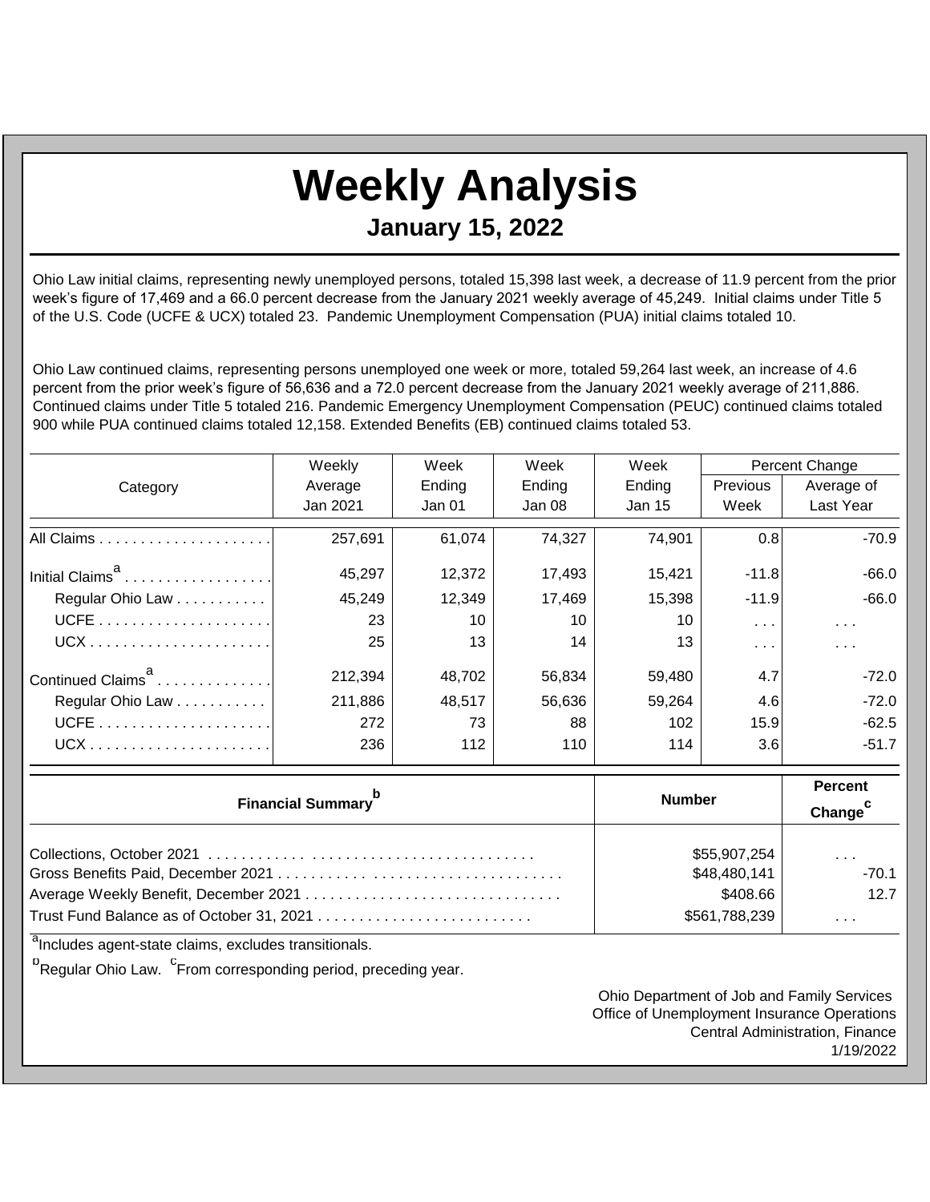# Weekly Analysis

## January 15, 2022

Ohio Law initial claims, representing newly unemployed persons, totaled 15,398 last week, a decrease of 11.9 percent from the prior week's figure of 17,469 and a 66.0 percent decrease from the January 2021 weekly average of 45,249. Initial claims under Title 5 of the U.S. Code (UCFE & UCX) totaled 23. Pandemic Unemployment Compensation (PUA) initial claims totaled 10.

Ohio Law continued claims, representing persons unemployed one week or more, totaled 59,264 last week, an increase of 4.6 percent from the prior week's figure of 56,636 and a 72.0 percent decrease from the January 2021 weekly average of 211,886. Continued claims under Title 5 totaled 216. Pandemic Emergency Unemployment Compensation (PEUC) continued claims totaled 900 while PUA continued claims totaled 12,158. Extended Benefits (EB) continued claims totaled 53.

| Category | Weekly Average Jan 2021 | Week Ending Jan 01 | Week Ending Jan 08 | Week Ending Jan 15 | Percent Change Previous Week | Percent Change Average of Last Year |
|---|---|---|---|---|---|---|
| All Claims | 257,691 | 61,074 | 74,327 | 74,901 | 0.8 | -70.9 |
| Initial Claims[a] | 45,297 | 12,372 | 17,493 | 15,421 | -11.8 | -66.0 |
| Regular Ohio Law | 45,249 | 12,349 | 17,469 | 15,398 | -11.9 | -66.0 |
| UCFE | 23 | 10 | 10 | 10 | . . . | . . . |
| UCX | 25 | 13 | 14 | 13 | . . . | . . . |
| Continued Claims[a] | 212,394 | 48,702 | 56,834 | 59,480 | 4.7 | -72.0 |
| Regular Ohio Law | 211,886 | 48,517 | 56,636 | 59,264 | 4.6 | -72.0 |
| UCFE | 272 | 73 | 88 | 102 | 15.9 | -62.5 |
| UCX | 236 | 112 | 110 | 114 | 3.6 | -51.7 |

| Financial Summary[b] | Number | Percent Change[c] |
|---|---|---|
| Collections, October 2021 | $55,907,254 | . . . |
| Gross Benefits Paid, December 2021 | $48,480,141 | -70.1 |
| Average Weekly Benefit, December 2021 | $408.66 | 12.7 |
| Trust Fund Balance as of October 31, 2021 | $561,788,239 | . . . |

[a]Includes agent-state claims, excludes transitionals.

[b]Regular Ohio Law. [c]From corresponding period, preceding year.

Ohio Department of Job and Family Services
Office of Unemployment Insurance Operations
Central Administration, Finance
1/19/2022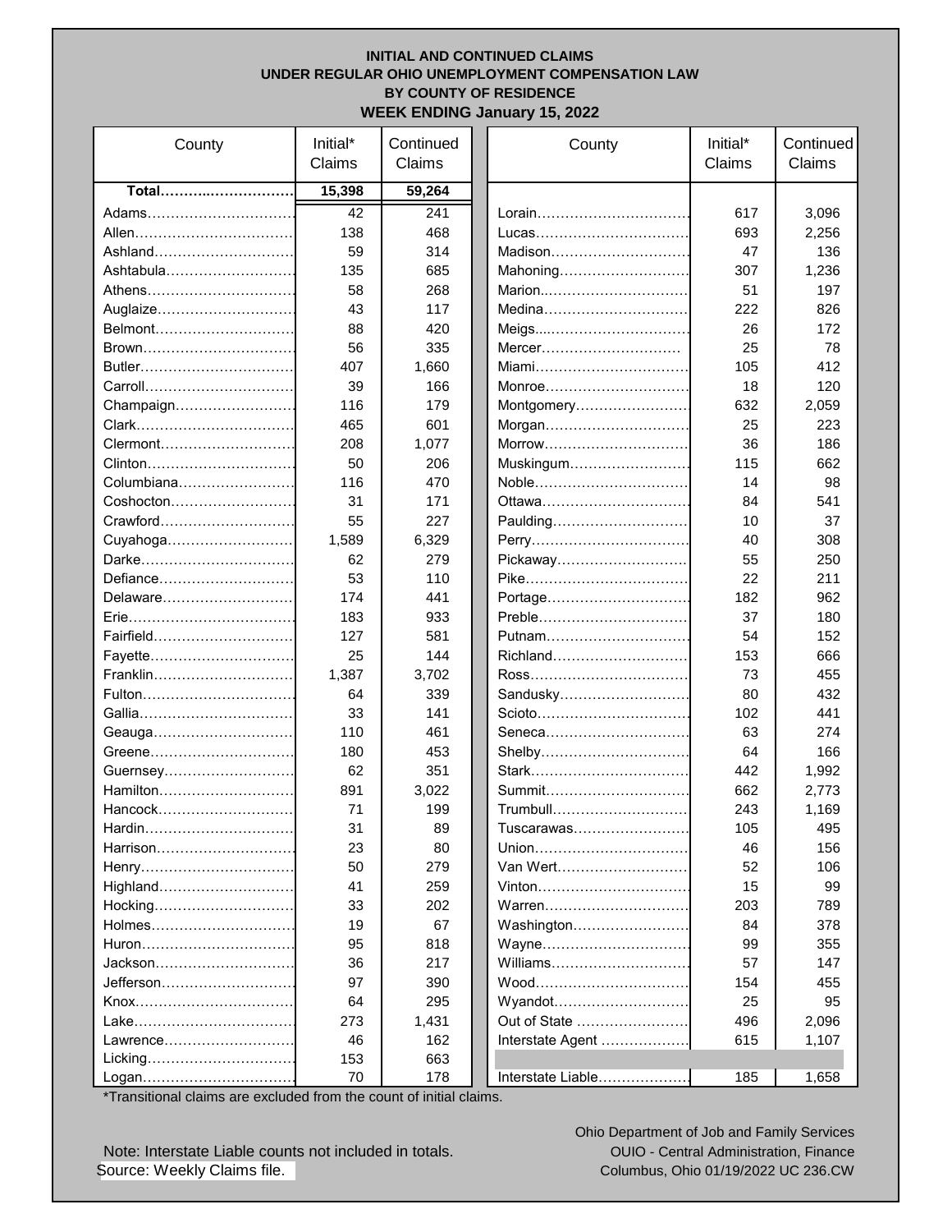**INITIAL AND CONTINUED CLAIMS**
**UNDER REGULAR OHIO UNEMPLOYMENT COMPENSATION LAW**
**BY COUNTY OF RESIDENCE**
**WEEK ENDING January 15, 2022**

| County | Initial* Claims | Continued Claims | County | Initial* Claims | Continued Claims |
|---|---|---|---|---|---|
| **Total** | **15,398** | **59,264** | | | |
| Adams | 42 | 241 | Lorain | 617 | 3,096 |
| Allen | 138 | 468 | Lucas | 693 | 2,256 |
| Ashland | 59 | 314 | Madison | 47 | 136 |
| Ashtabula | 135 | 685 | Mahoning | 307 | 1,236 |
| Athens | 58 | 268 | Marion | 51 | 197 |
| Auglaize | 43 | 117 | Medina | 222 | 826 |
| Belmont | 88 | 420 | Meigs | 26 | 172 |
| Brown | 56 | 335 | Mercer | 25 | 78 |
| Butler | 407 | 1,660 | Miami | 105 | 412 |
| Carroll | 39 | 166 | Monroe | 18 | 120 |
| Champaign | 116 | 179 | Montgomery | 632 | 2,059 |
| Clark | 465 | 601 | Morgan | 25 | 223 |
| Clermont | 208 | 1,077 | Morrow | 36 | 186 |
| Clinton | 50 | 206 | Muskingum | 115 | 662 |
| Columbiana | 116 | 470 | Noble | 14 | 98 |
| Coshocton | 31 | 171 | Ottawa | 84 | 541 |
| Crawford | 55 | 227 | Paulding | 10 | 37 |
| Cuyahoga | 1,589 | 6,329 | Perry | 40 | 308 |
| Darke | 62 | 279 | Pickaway | 55 | 250 |
| Defiance | 53 | 110 | Pike | 22 | 211 |
| Delaware | 174 | 441 | Portage | 182 | 962 |
| Erie | 183 | 933 | Preble | 37 | 180 |
| Fairfield | 127 | 581 | Putnam | 54 | 152 |
| Fayette | 25 | 144 | Richland | 153 | 666 |
| Franklin | 1,387 | 3,702 | Ross | 73 | 455 |
| Fulton | 64 | 339 | Sandusky | 80 | 432 |
| Gallia | 33 | 141 | Scioto | 102 | 441 |
| Geauga | 110 | 461 | Seneca | 63 | 274 |
| Greene | 180 | 453 | Shelby | 64 | 166 |
| Guernsey | 62 | 351 | Stark | 442 | 1,992 |
| Hamilton | 891 | 3,022 | Summit | 662 | 2,773 |
| Hancock | 71 | 199 | Trumbull | 243 | 1,169 |
| Hardin | 31 | 89 | Tuscarawas | 105 | 495 |
| Harrison | 23 | 80 | Union | 46 | 156 |
| Henry | 50 | 279 | Van Wert | 52 | 106 |
| Highland | 41 | 259 | Vinton | 15 | 99 |
| Hocking | 33 | 202 | Warren | 203 | 789 |
| Holmes | 19 | 67 | Washington | 84 | 378 |
| Huron | 95 | 818 | Wayne | 99 | 355 |
| Jackson | 36 | 217 | Williams | 57 | 147 |
| Jefferson | 97 | 390 | Wood | 154 | 455 |
| Knox | 64 | 295 | Wyandot | 25 | 95 |
| Lake | 273 | 1,431 | Out of State | 496 | 2,096 |
| Lawrence | 46 | 162 | Interstate Agent | 615 | 1,107 |
| Licking | 153 | 663 | | | |
| Logan | 70 | 178 | Interstate Liable | 185 | 1,658 |

*Transitional claims are excluded from the count of initial claims.

Note: Interstate Liable counts not included in totals.
Source: Weekly Claims file.

Ohio Department of Job and Family Services
OUIO - Central Administration, Finance
Columbus, Ohio 01/19/2022 UC 236.CW